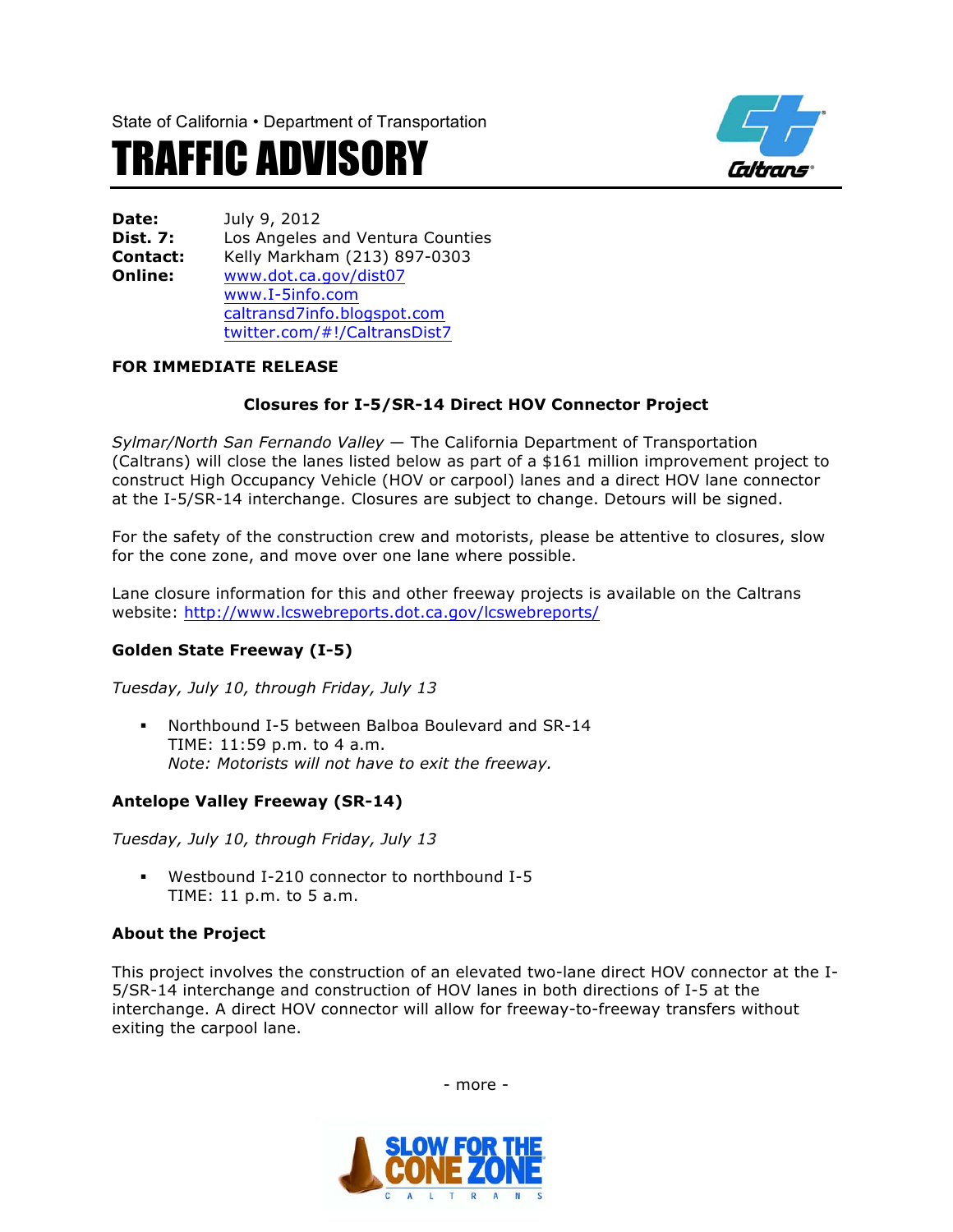State of California • Department of Transportation

# TRAFFIC ADVISORY

**Date:** July 9, 2012
**Dist. 7:** Los Angeles and Ventura Counties
**Contact:** Kelly Markham (213) 897-0303
**Online:** www.dot.ca.gov/dist07
www.I-5info.com
caltransd7info.blogspot.com
twitter.com/#!/CaltransDist7

**FOR IMMEDIATE RELEASE**

## Closures for I-5/SR-14 Direct HOV Connector Project

*Sylmar/North San Fernando Valley* — The California Department of Transportation (Caltrans) will close the lanes listed below as part of a $161 million improvement project to construct High Occupancy Vehicle (HOV or carpool) lanes and a direct HOV lane connector at the I-5/SR-14 interchange. Closures are subject to change. Detours will be signed.

For the safety of the construction crew and motorists, please be attentive to closures, slow for the cone zone, and move over one lane where possible.

Lane closure information for this and other freeway projects is available on the Caltrans website: http://www.lcswebreports.dot.ca.gov/lcswebreports/

### Golden State Freeway (I-5)

*Tuesday, July 10, through Friday, July 13*

- Northbound I-5 between Balboa Boulevard and SR-14
  TIME: 11:59 p.m. to 4 a.m.
  *Note: Motorists will not have to exit the freeway.*

### Antelope Valley Freeway (SR-14)

*Tuesday, July 10, through Friday, July 13*

- Westbound I-210 connector to northbound I-5
  TIME: 11 p.m. to 5 a.m.

### About the Project

This project involves the construction of an elevated two-lane direct HOV connector at the I-5/SR-14 interchange and construction of HOV lanes in both directions of I-5 at the interchange. A direct HOV connector will allow for freeway-to-freeway transfers without exiting the carpool lane.

- more -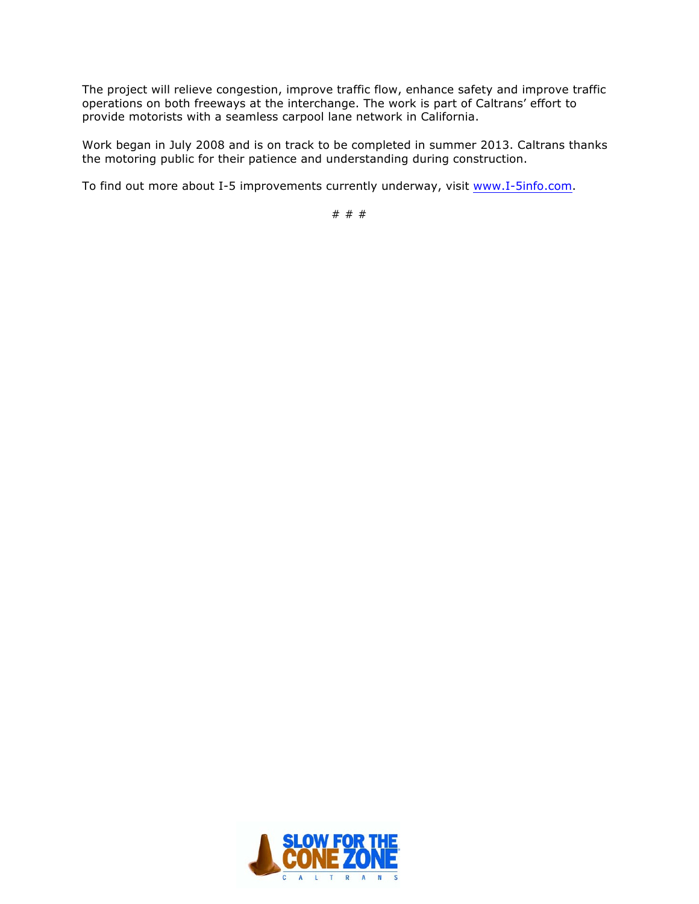The project will relieve congestion, improve traffic flow, enhance safety and improve traffic operations on both freeways at the interchange. The work is part of Caltrans' effort to provide motorists with a seamless carpool lane network in California.

Work began in July 2008 and is on track to be completed in summer 2013. Caltrans thanks the motoring public for their patience and understanding during construction.

To find out more about I-5 improvements currently underway, visit www.I-5info.com.

# # #